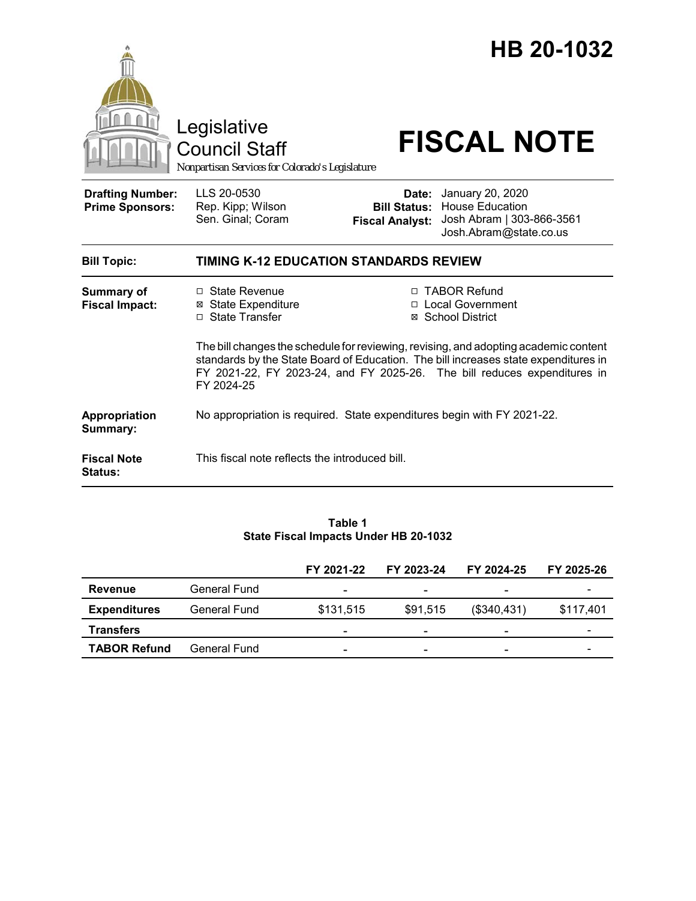# HB 20-1032

Legislative Council Staff

*Nonpartisan Services for Colorado's Legislature*

# FISCAL NOTE

| | | | |
|---|---|---|---|
| **Drafting Number:** | LLS 20-0530 | **Date:** | January 20, 2020 |
| **Prime Sponsors:** | Rep. Kipp; Wilson<br>Sen. Ginal; Coram | **Bill Status:** | House Education |
| | | **Fiscal Analyst:** | Josh Abram \| 303-866-3561<br>Josh.Abram@state.co.us |

**Bill Topic:** **TIMING K-12 EDUCATION STANDARDS REVIEW**

**Summary of Fiscal Impact:**

- ☐ State Revenue
- ☒ State Expenditure
- ☐ State Transfer
- ☐ TABOR Refund
- ☐ Local Government
- ☒ School District

The bill changes the schedule for reviewing, revising, and adopting academic content standards by the State Board of Education. The bill increases state expenditures in FY 2021-22, FY 2023-24, and FY 2025-26. The bill reduces expenditures in FY 2024-25

**Appropriation Summary:** No appropriation is required. State expenditures begin with FY 2021-22.

**Fiscal Note Status:** This fiscal note reflects the introduced bill.

**Table 1**
**State Fiscal Impacts Under HB 20-1032**

| | | FY 2021-22 | FY 2023-24 | FY 2024-25 | FY 2025-26 |
|---|---|---|---|---|---|
| **Revenue** | General Fund | - | - | - | - |
| **Expenditures** | General Fund | $131,515 | $91,515 | ($340,431) | $117,401 |
| **Transfers** | | - | - | - | - |
| **TABOR Refund** | General Fund | - | - | - | - |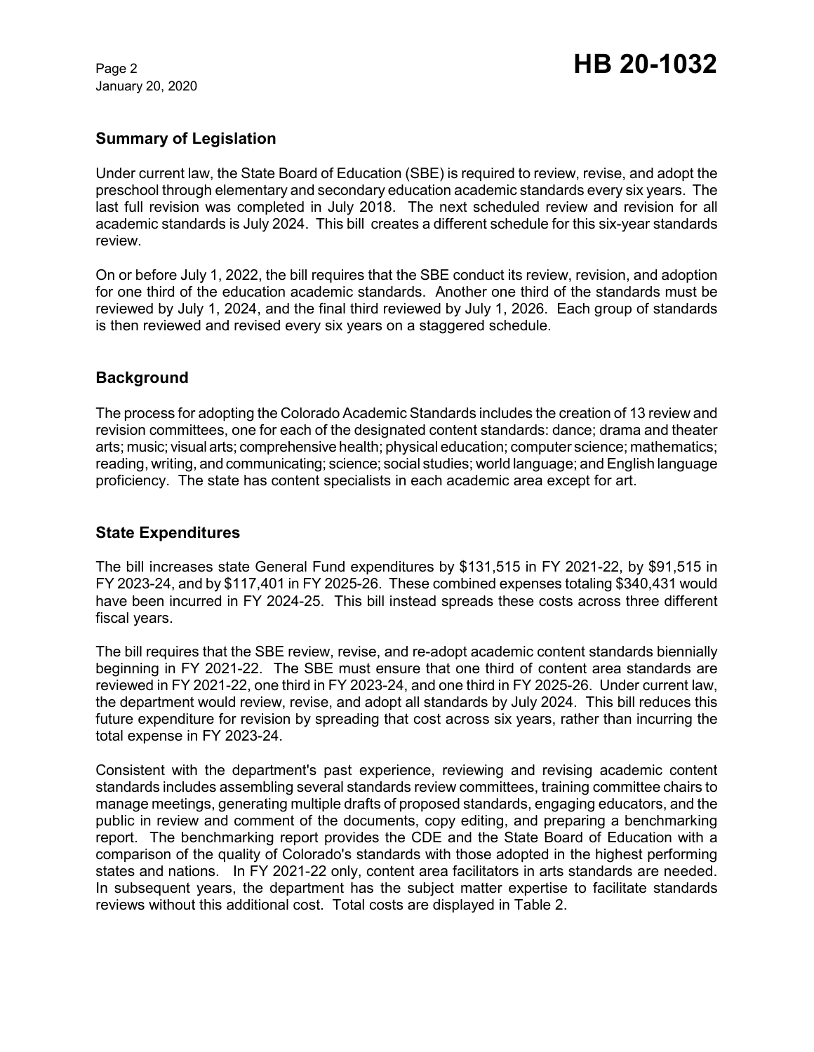## Summary of Legislation

Under current law, the State Board of Education (SBE) is required to review, revise, and adopt the preschool through elementary and secondary education academic standards every six years. The last full revision was completed in July 2018. The next scheduled review and revision for all academic standards is July 2024. This bill creates a different schedule for this six-year standards review.

On or before July 1, 2022, the bill requires that the SBE conduct its review, revision, and adoption for one third of the education academic standards. Another one third of the standards must be reviewed by July 1, 2024, and the final third reviewed by July 1, 2026. Each group of standards is then reviewed and revised every six years on a staggered schedule.

## Background

The process for adopting the Colorado Academic Standards includes the creation of 13 review and revision committees, one for each of the designated content standards: dance; drama and theater arts; music; visual arts; comprehensive health; physical education; computer science; mathematics; reading, writing, and communicating; science; social studies; world language; and English language proficiency. The state has content specialists in each academic area except for art.

## State Expenditures

The bill increases state General Fund expenditures by $131,515 in FY 2021-22, by $91,515 in FY 2023-24, and by $117,401 in FY 2025-26. These combined expenses totaling $340,431 would have been incurred in FY 2024-25. This bill instead spreads these costs across three different fiscal years.

The bill requires that the SBE review, revise, and re-adopt academic content standards biennially beginning in FY 2021-22. The SBE must ensure that one third of content area standards are reviewed in FY 2021-22, one third in FY 2023-24, and one third in FY 2025-26. Under current law, the department would review, revise, and adopt all standards by July 2024. This bill reduces this future expenditure for revision by spreading that cost across six years, rather than incurring the total expense in FY 2023-24.

Consistent with the department's past experience, reviewing and revising academic content standards includes assembling several standards review committees, training committee chairs to manage meetings, generating multiple drafts of proposed standards, engaging educators, and the public in review and comment of the documents, copy editing, and preparing a benchmarking report. The benchmarking report provides the CDE and the State Board of Education with a comparison of the quality of Colorado's standards with those adopted in the highest performing states and nations. In FY 2021-22 only, content area facilitators in arts standards are needed. In subsequent years, the department has the subject matter expertise to facilitate standards reviews without this additional cost. Total costs are displayed in Table 2.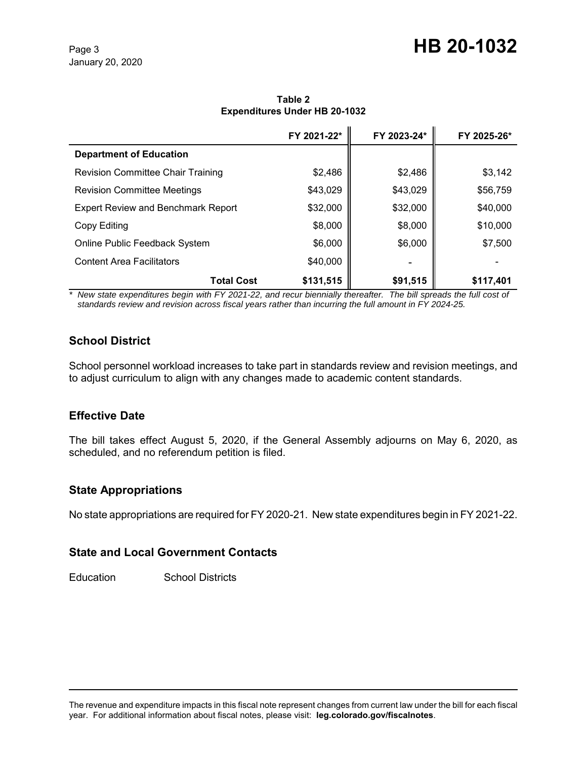**Table 2**
**Expenditures Under HB 20-1032**

| | FY 2021-22* | FY 2023-24* | FY 2025-26* |
|---|---|---|---|
| **Department of Education** | | | |
| Revision Committee Chair Training | $2,486 | $2,486 | $3,142 |
| Revision Committee Meetings | $43,029 | $43,029 | $56,759 |
| Expert Review and Benchmark Report | $32,000 | $32,000 | $40,000 |
| Copy Editing | $8,000 | $8,000 | $10,000 |
| Online Public Feedback System | $6,000 | $6,000 | $7,500 |
| Content Area Facilitators | $40,000 | - | - |
| **Total Cost** | **$131,515** | **$91,515** | **$117,401** |

*\* New state expenditures begin with FY 2021-22, and recur biennially thereafter. The bill spreads the full cost of standards review and revision across fiscal years rather than incurring the full amount in FY 2024-25.*

## School District

School personnel workload increases to take part in standards review and revision meetings, and to adjust curriculum to align with any changes made to academic content standards.

## Effective Date

The bill takes effect August 5, 2020, if the General Assembly adjourns on May 6, 2020, as scheduled, and no referendum petition is filed.

## State Appropriations

No state appropriations are required for FY 2020-21. New state expenditures begin in FY 2021-22.

## State and Local Government Contacts

Education School Districts

The revenue and expenditure impacts in this fiscal note represent changes from current law under the bill for each fiscal year. For additional information about fiscal notes, please visit: **leg.colorado.gov/fiscalnotes**.